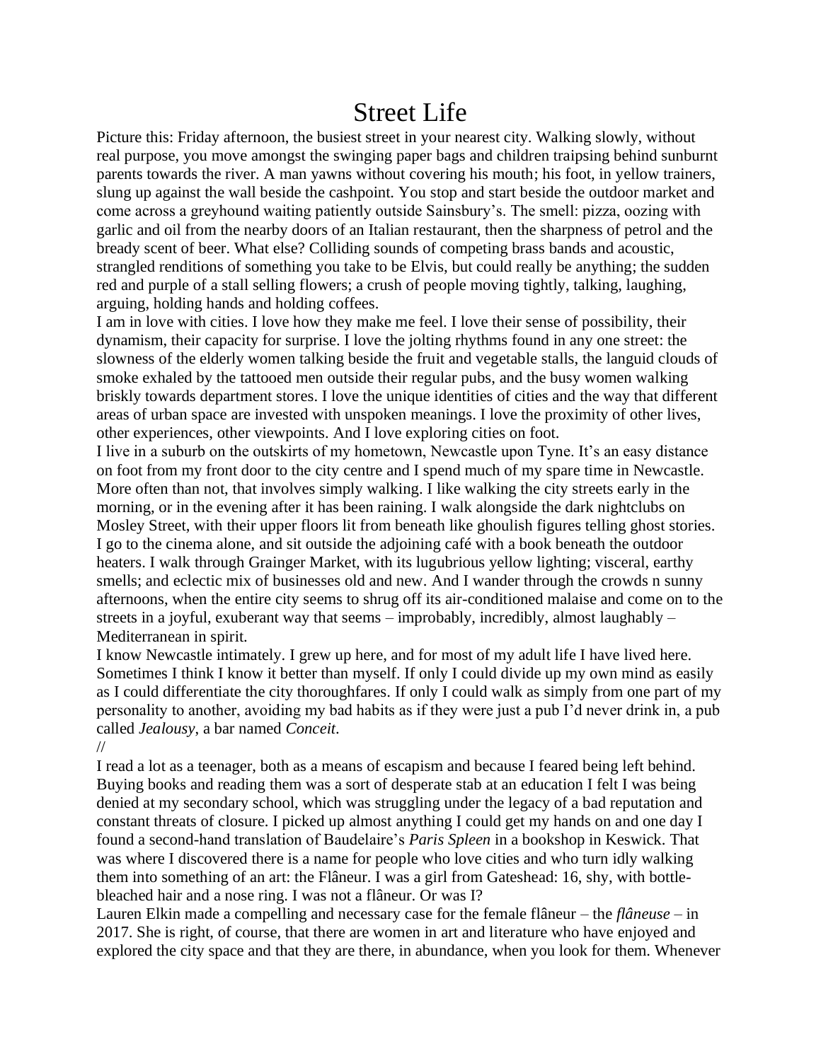# Street Life

Picture this: Friday afternoon, the busiest street in your nearest city. Walking slowly, without real purpose, you move amongst the swinging paper bags and children traipsing behind sunburnt parents towards the river. A man yawns without covering his mouth; his foot, in yellow trainers, slung up against the wall beside the cashpoint. You stop and start beside the outdoor market and come across a greyhound waiting patiently outside Sainsbury's. The smell: pizza, oozing with garlic and oil from the nearby doors of an Italian restaurant, then the sharpness of petrol and the bready scent of beer. What else? Colliding sounds of competing brass bands and acoustic, strangled renditions of something you take to be Elvis, but could really be anything; the sudden red and purple of a stall selling flowers; a crush of people moving tightly, talking, laughing, arguing, holding hands and holding coffees.

I am in love with cities. I love how they make me feel. I love their sense of possibility, their dynamism, their capacity for surprise. I love the jolting rhythms found in any one street: the slowness of the elderly women talking beside the fruit and vegetable stalls, the languid clouds of smoke exhaled by the tattooed men outside their regular pubs, and the busy women walking briskly towards department stores. I love the unique identities of cities and the way that different areas of urban space are invested with unspoken meanings. I love the proximity of other lives, other experiences, other viewpoints. And I love exploring cities on foot.

I live in a suburb on the outskirts of my hometown, Newcastle upon Tyne. It's an easy distance on foot from my front door to the city centre and I spend much of my spare time in Newcastle. More often than not, that involves simply walking. I like walking the city streets early in the morning, or in the evening after it has been raining. I walk alongside the dark nightclubs on Mosley Street, with their upper floors lit from beneath like ghoulish figures telling ghost stories. I go to the cinema alone, and sit outside the adjoining café with a book beneath the outdoor heaters. I walk through Grainger Market, with its lugubrious yellow lighting; visceral, earthy smells; and eclectic mix of businesses old and new. And I wander through the crowds n sunny afternoons, when the entire city seems to shrug off its air-conditioned malaise and come on to the streets in a joyful, exuberant way that seems – improbably, incredibly, almost laughably – Mediterranean in spirit.

I know Newcastle intimately. I grew up here, and for most of my adult life I have lived here. Sometimes I think I know it better than myself. If only I could divide up my own mind as easily as I could differentiate the city thoroughfares. If only I could walk as simply from one part of my personality to another, avoiding my bad habits as if they were just a pub I'd never drink in, a pub called *Jealousy*, a bar named *Conceit*.

//

I read a lot as a teenager, both as a means of escapism and because I feared being left behind. Buying books and reading them was a sort of desperate stab at an education I felt I was being denied at my secondary school, which was struggling under the legacy of a bad reputation and constant threats of closure. I picked up almost anything I could get my hands on and one day I found a second-hand translation of Baudelaire's *Paris Spleen* in a bookshop in Keswick. That was where I discovered there is a name for people who love cities and who turn idly walking them into something of an art: the Flâneur. I was a girl from Gateshead: 16, shy, with bottle-bleached hair and a nose ring. I was not a flâneur. Or was I?

Lauren Elkin made a compelling and necessary case for the female flâneur – the *flâneuse* – in 2017. She is right, of course, that there are women in art and literature who have enjoyed and explored the city space and that they are there, in abundance, when you look for them. Whenever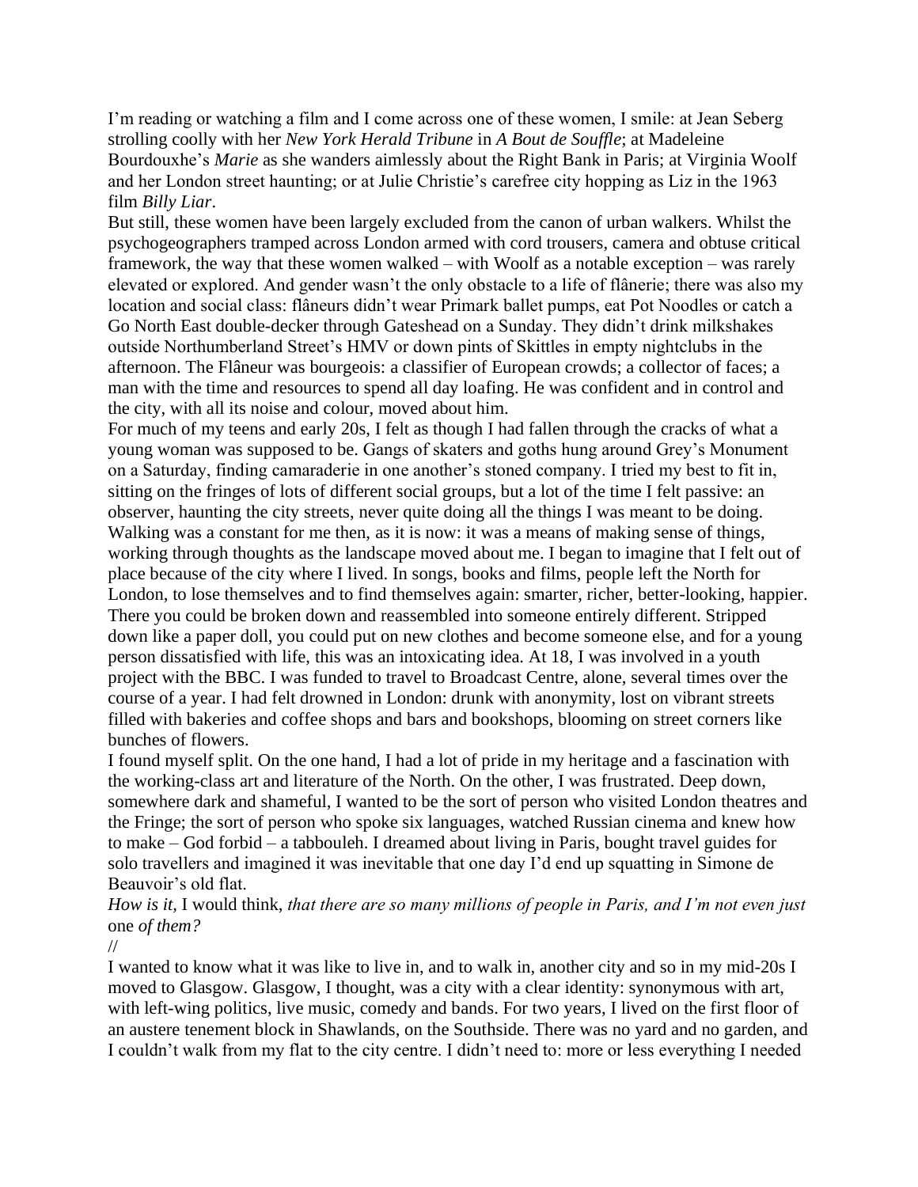I'm reading or watching a film and I come across one of these women, I smile: at Jean Seberg strolling coolly with her *New York Herald Tribune* in *A Bout de Souffle*; at Madeleine Bourdouxhe's *Marie* as she wanders aimlessly about the Right Bank in Paris; at Virginia Woolf and her London street haunting; or at Julie Christie's carefree city hopping as Liz in the 1963 film *Billy Liar*.

But still, these women have been largely excluded from the canon of urban walkers. Whilst the psychogeographers tramped across London armed with cord trousers, camera and obtuse critical framework, the way that these women walked – with Woolf as a notable exception – was rarely elevated or explored. And gender wasn't the only obstacle to a life of flânerie; there was also my location and social class: flâneurs didn't wear Primark ballet pumps, eat Pot Noodles or catch a Go North East double-decker through Gateshead on a Sunday. They didn't drink milkshakes outside Northumberland Street's HMV or down pints of Skittles in empty nightclubs in the afternoon. The Flâneur was bourgeois: a classifier of European crowds; a collector of faces; a man with the time and resources to spend all day loafing. He was confident and in control and the city, with all its noise and colour, moved about him.

For much of my teens and early 20s, I felt as though I had fallen through the cracks of what a young woman was supposed to be. Gangs of skaters and goths hung around Grey's Monument on a Saturday, finding camaraderie in one another's stoned company. I tried my best to fit in, sitting on the fringes of lots of different social groups, but a lot of the time I felt passive: an observer, haunting the city streets, never quite doing all the things I was meant to be doing. Walking was a constant for me then, as it is now: it was a means of making sense of things, working through thoughts as the landscape moved about me. I began to imagine that I felt out of place because of the city where I lived. In songs, books and films, people left the North for London, to lose themselves and to find themselves again: smarter, richer, better-looking, happier. There you could be broken down and reassembled into someone entirely different. Stripped down like a paper doll, you could put on new clothes and become someone else, and for a young person dissatisfied with life, this was an intoxicating idea. At 18, I was involved in a youth project with the BBC. I was funded to travel to Broadcast Centre, alone, several times over the course of a year. I had felt drowned in London: drunk with anonymity, lost on vibrant streets filled with bakeries and coffee shops and bars and bookshops, blooming on street corners like bunches of flowers.

I found myself split. On the one hand, I had a lot of pride in my heritage and a fascination with the working-class art and literature of the North. On the other, I was frustrated. Deep down, somewhere dark and shameful, I wanted to be the sort of person who visited London theatres and the Fringe; the sort of person who spoke six languages, watched Russian cinema and knew how to make – God forbid – a tabbouleh. I dreamed about living in Paris, bought travel guides for solo travellers and imagined it was inevitable that one day I'd end up squatting in Simone de Beauvoir's old flat.

*How is it,* I would think, *that there are so many millions of people in Paris, and I'm not even just* one *of them?*

//

I wanted to know what it was like to live in, and to walk in, another city and so in my mid-20s I moved to Glasgow. Glasgow, I thought, was a city with a clear identity: synonymous with art, with left-wing politics, live music, comedy and bands. For two years, I lived on the first floor of an austere tenement block in Shawlands, on the Southside. There was no yard and no garden, and I couldn't walk from my flat to the city centre. I didn't need to: more or less everything I needed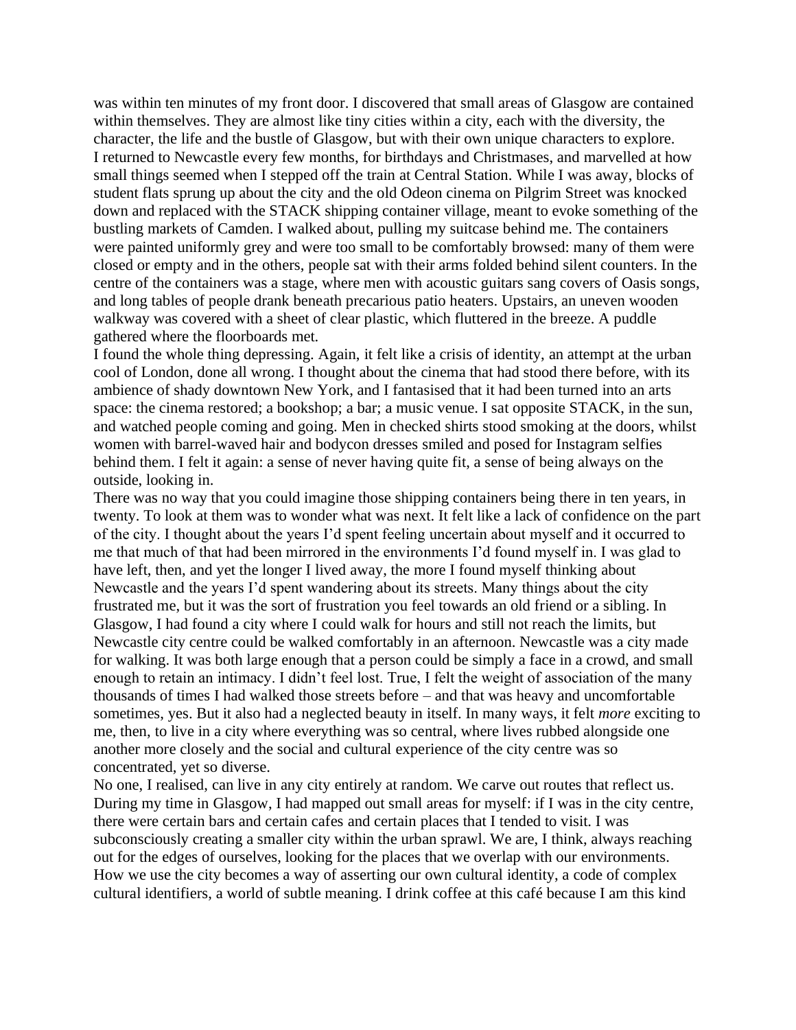was within ten minutes of my front door. I discovered that small areas of Glasgow are contained within themselves. They are almost like tiny cities within a city, each with the diversity, the character, the life and the bustle of Glasgow, but with their own unique characters to explore.

I returned to Newcastle every few months, for birthdays and Christmases, and marvelled at how small things seemed when I stepped off the train at Central Station. While I was away, blocks of student flats sprung up about the city and the old Odeon cinema on Pilgrim Street was knocked down and replaced with the STACK shipping container village, meant to evoke something of the bustling markets of Camden. I walked about, pulling my suitcase behind me. The containers were painted uniformly grey and were too small to be comfortably browsed: many of them were closed or empty and in the others, people sat with their arms folded behind silent counters. In the centre of the containers was a stage, where men with acoustic guitars sang covers of Oasis songs, and long tables of people drank beneath precarious patio heaters. Upstairs, an uneven wooden walkway was covered with a sheet of clear plastic, which fluttered in the breeze. A puddle gathered where the floorboards met.

I found the whole thing depressing. Again, it felt like a crisis of identity, an attempt at the urban cool of London, done all wrong. I thought about the cinema that had stood there before, with its ambience of shady downtown New York, and I fantasised that it had been turned into an arts space: the cinema restored; a bookshop; a bar; a music venue. I sat opposite STACK, in the sun, and watched people coming and going. Men in checked shirts stood smoking at the doors, whilst women with barrel-waved hair and bodycon dresses smiled and posed for Instagram selfies behind them. I felt it again: a sense of never having quite fit, a sense of being always on the outside, looking in.

There was no way that you could imagine those shipping containers being there in ten years, in twenty. To look at them was to wonder what was next. It felt like a lack of confidence on the part of the city. I thought about the years I'd spent feeling uncertain about myself and it occurred to me that much of that had been mirrored in the environments I'd found myself in. I was glad to have left, then, and yet the longer I lived away, the more I found myself thinking about Newcastle and the years I'd spent wandering about its streets. Many things about the city frustrated me, but it was the sort of frustration you feel towards an old friend or a sibling. In Glasgow, I had found a city where I could walk for hours and still not reach the limits, but Newcastle city centre could be walked comfortably in an afternoon. Newcastle was a city made for walking. It was both large enough that a person could be simply a face in a crowd, and small enough to retain an intimacy. I didn't feel lost. True, I felt the weight of association of the many thousands of times I had walked those streets before – and that was heavy and uncomfortable sometimes, yes. But it also had a neglected beauty in itself. In many ways, it felt *more* exciting to me, then, to live in a city where everything was so central, where lives rubbed alongside one another more closely and the social and cultural experience of the city centre was so concentrated, yet so diverse.

No one, I realised, can live in any city entirely at random. We carve out routes that reflect us. During my time in Glasgow, I had mapped out small areas for myself: if I was in the city centre, there were certain bars and certain cafes and certain places that I tended to visit. I was subconsciously creating a smaller city within the urban sprawl. We are, I think, always reaching out for the edges of ourselves, looking for the places that we overlap with our environments. How we use the city becomes a way of asserting our own cultural identity, a code of complex cultural identifiers, a world of subtle meaning. I drink coffee at this café because I am this kind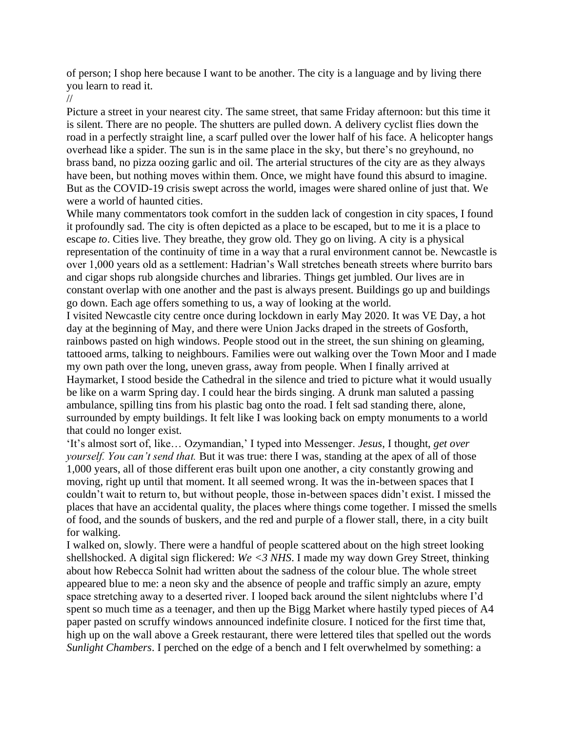of person; I shop here because I want to be another. The city is a language and by living there you learn to read it.

//

Picture a street in your nearest city. The same street, that same Friday afternoon: but this time it is silent. There are no people. The shutters are pulled down. A delivery cyclist flies down the road in a perfectly straight line, a scarf pulled over the lower half of his face. A helicopter hangs overhead like a spider. The sun is in the same place in the sky, but there's no greyhound, no brass band, no pizza oozing garlic and oil. The arterial structures of the city are as they always have been, but nothing moves within them. Once, we might have found this absurd to imagine. But as the COVID-19 crisis swept across the world, images were shared online of just that. We were a world of haunted cities.

While many commentators took comfort in the sudden lack of congestion in city spaces, I found it profoundly sad. The city is often depicted as a place to be escaped, but to me it is a place to escape *to*. Cities live. They breathe, they grow old. They go on living. A city is a physical representation of the continuity of time in a way that a rural environment cannot be. Newcastle is over 1,000 years old as a settlement: Hadrian's Wall stretches beneath streets where burrito bars and cigar shops rub alongside churches and libraries. Things get jumbled. Our lives are in constant overlap with one another and the past is always present. Buildings go up and buildings go down. Each age offers something to us, a way of looking at the world.

I visited Newcastle city centre once during lockdown in early May 2020. It was VE Day, a hot day at the beginning of May, and there were Union Jacks draped in the streets of Gosforth, rainbows pasted on high windows. People stood out in the street, the sun shining on gleaming, tattooed arms, talking to neighbours. Families were out walking over the Town Moor and I made my own path over the long, uneven grass, away from people. When I finally arrived at Haymarket, I stood beside the Cathedral in the silence and tried to picture what it would usually be like on a warm Spring day. I could hear the birds singing. A drunk man saluted a passing ambulance, spilling tins from his plastic bag onto the road. I felt sad standing there, alone, surrounded by empty buildings. It felt like I was looking back on empty monuments to a world that could no longer exist.

'It's almost sort of, like… Ozymandian,' I typed into Messenger. *Jesus*, I thought, *get over yourself. You can't send that.* But it was true: there I was, standing at the apex of all of those 1,000 years, all of those different eras built upon one another, a city constantly growing and moving, right up until that moment. It all seemed wrong. It was the in-between spaces that I couldn't wait to return to, but without people, those in-between spaces didn't exist. I missed the places that have an accidental quality, the places where things come together. I missed the smells of food, and the sounds of buskers, and the red and purple of a flower stall, there, in a city built for walking.

I walked on, slowly. There were a handful of people scattered about on the high street looking shellshocked. A digital sign flickered: *We <3 NHS*. I made my way down Grey Street, thinking about how Rebecca Solnit had written about the sadness of the colour blue. The whole street appeared blue to me: a neon sky and the absence of people and traffic simply an azure, empty space stretching away to a deserted river. I looped back around the silent nightclubs where I'd spent so much time as a teenager, and then up the Bigg Market where hastily typed pieces of A4 paper pasted on scruffy windows announced indefinite closure. I noticed for the first time that, high up on the wall above a Greek restaurant, there were lettered tiles that spelled out the words *Sunlight Chambers*. I perched on the edge of a bench and I felt overwhelmed by something: a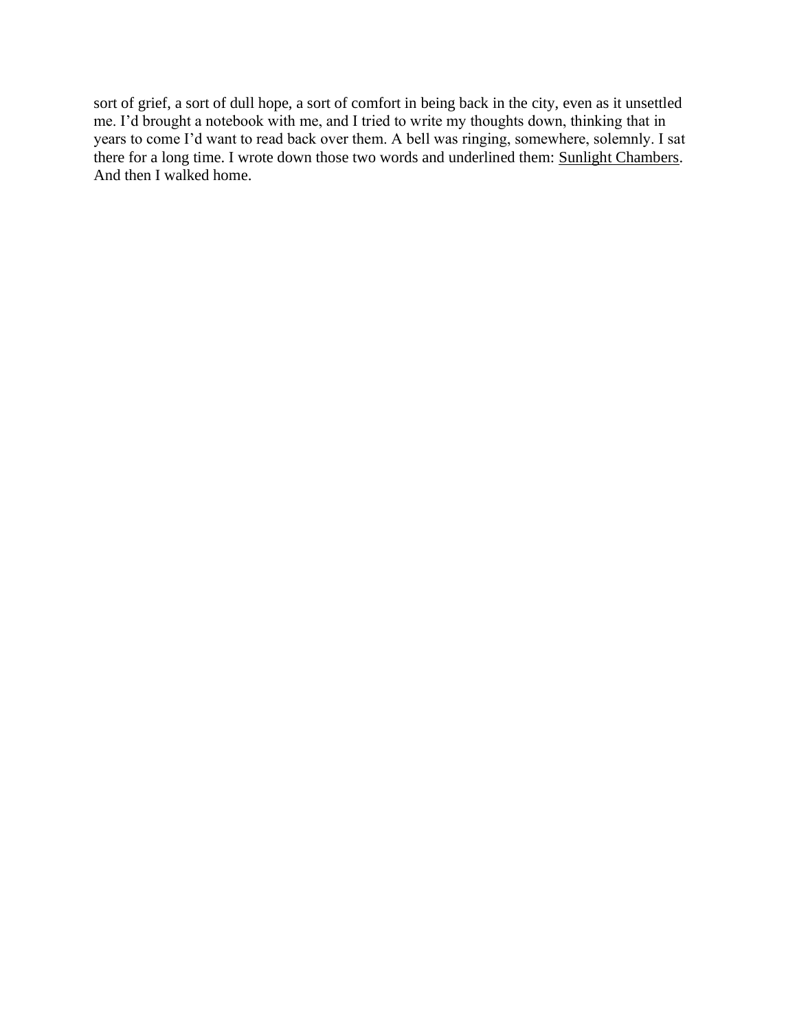sort of grief, a sort of dull hope, a sort of comfort in being back in the city, even as it unsettled me. I'd brought a notebook with me, and I tried to write my thoughts down, thinking that in years to come I'd want to read back over them. A bell was ringing, somewhere, solemnly. I sat there for a long time. I wrote down those two words and underlined them: <u>Sunlight Chambers</u>. And then I walked home.